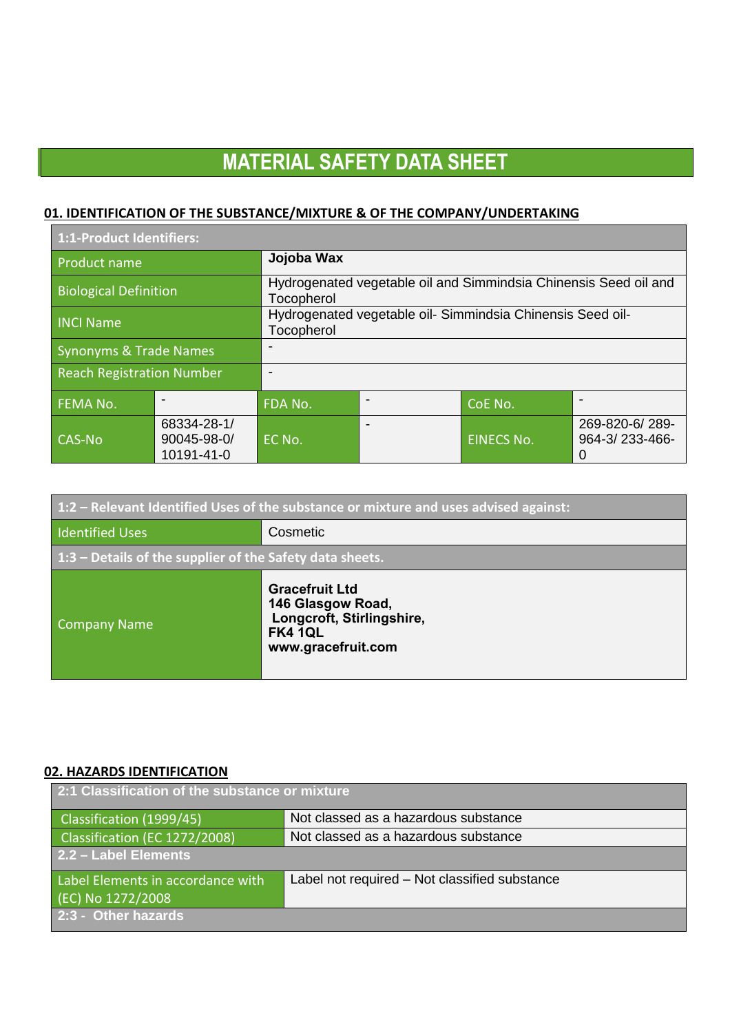# MATERIAL SAFETY DATA SHEET

## 01. IDENTIFICATION OF THE SUBSTANCE/MIXTURE & OF THE COMPANY/UNDERTAKING

| 1:1-Product Identifiers: | | | | | |
|---|---|---|---|---|---|
| Product name | | **Jojoba Wax** | | | |
| Biological Definition | | Hydrogenated vegetable oil and Simmindsia Chinensis Seed oil and Tocopherol | | | |
| INCI Name | | Hydrogenated vegetable oil- Simmindsia Chinensis Seed oil- Tocopherol | | | |
| Synonyms & Trade Names | | - | | | |
| Reach Registration Number | | - | | | |
| FEMA No. | - | FDA No. | - | CoE No. | - |
| CAS-No | 68334-28-1/ 90045-98-0/ 10191-41-0 | EC No. | - | EINECS No. | 269-820-6/ 289-964-3/ 233-466-0 |

| 1:2 – Relevant Identified Uses of the substance or mixture and uses advised against: | |
|---|---|
| Identified Uses | Cosmetic |
| **1:3 – Details of the supplier of the Safety data sheets.** | |
| Company Name | **Gracefruit Ltd**<br>**146 Glasgow Road,**<br>**Longcroft, Stirlingshire,**<br>**FK4 1QL**<br>**www.gracefruit.com** |

## 02. HAZARDS IDENTIFICATION

| 2:1 Classification of the substance or mixture | |
|---|---|
| Classification (1999/45) | Not classed as a hazardous substance |
| Classification (EC 1272/2008) | Not classed as a hazardous substance |
| **2.2 – Label Elements** | |
| Label Elements in accordance with (EC) No 1272/2008 | Label not required – Not classified substance |
| **2:3 - Other hazards** | |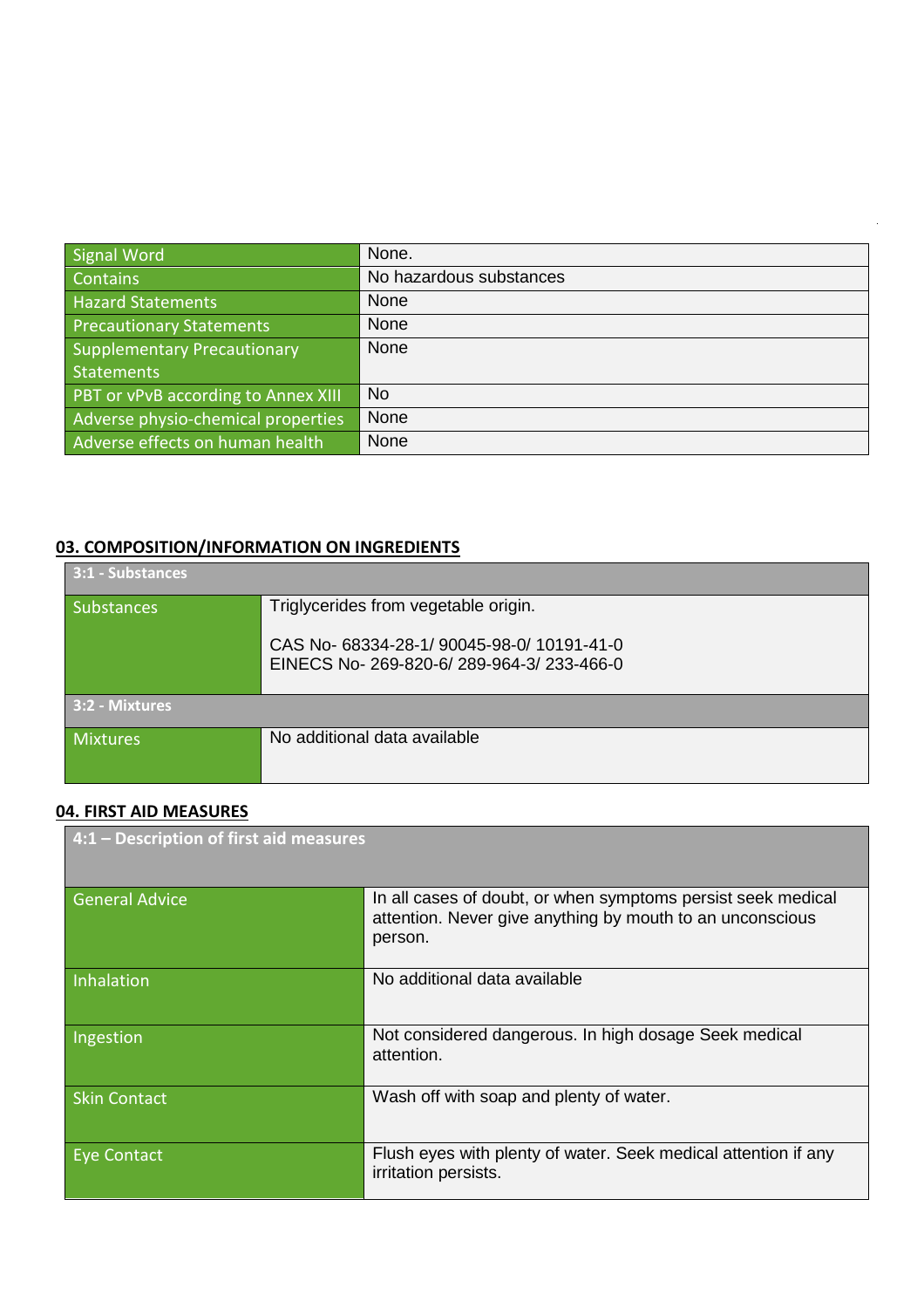| Signal Word | None. |
|---|---|
| Contains | No hazardous substances |
| Hazard Statements | None |
| Precautionary Statements | None |
| Supplementary Precautionary Statements | None |
| PBT or vPvB according to Annex XIII | No |
| Adverse physio-chemical properties | None |
| Adverse effects on human health | None |

## 03. COMPOSITION/INFORMATION ON INGREDIENTS

| 3:1 - Substances | |
|---|---|
| Substances | Triglycerides from vegetable origin.<br><br>CAS No- 68334-28-1/ 90045-98-0/ 10191-41-0<br>EINECS No- 269-820-6/ 289-964-3/ 233-466-0 |
| **3:2 - Mixtures** | |
| Mixtures | No additional data available |

## 04. FIRST AID MEASURES

| 4:1 – Description of first aid measures | |
|---|---|
| General Advice | In all cases of doubt, or when symptoms persist seek medical attention. Never give anything by mouth to an unconscious person. |
| Inhalation | No additional data available |
| Ingestion | Not considered dangerous. In high dosage Seek medical attention. |
| Skin Contact | Wash off with soap and plenty of water. |
| Eye Contact | Flush eyes with plenty of water. Seek medical attention if any irritation persists. |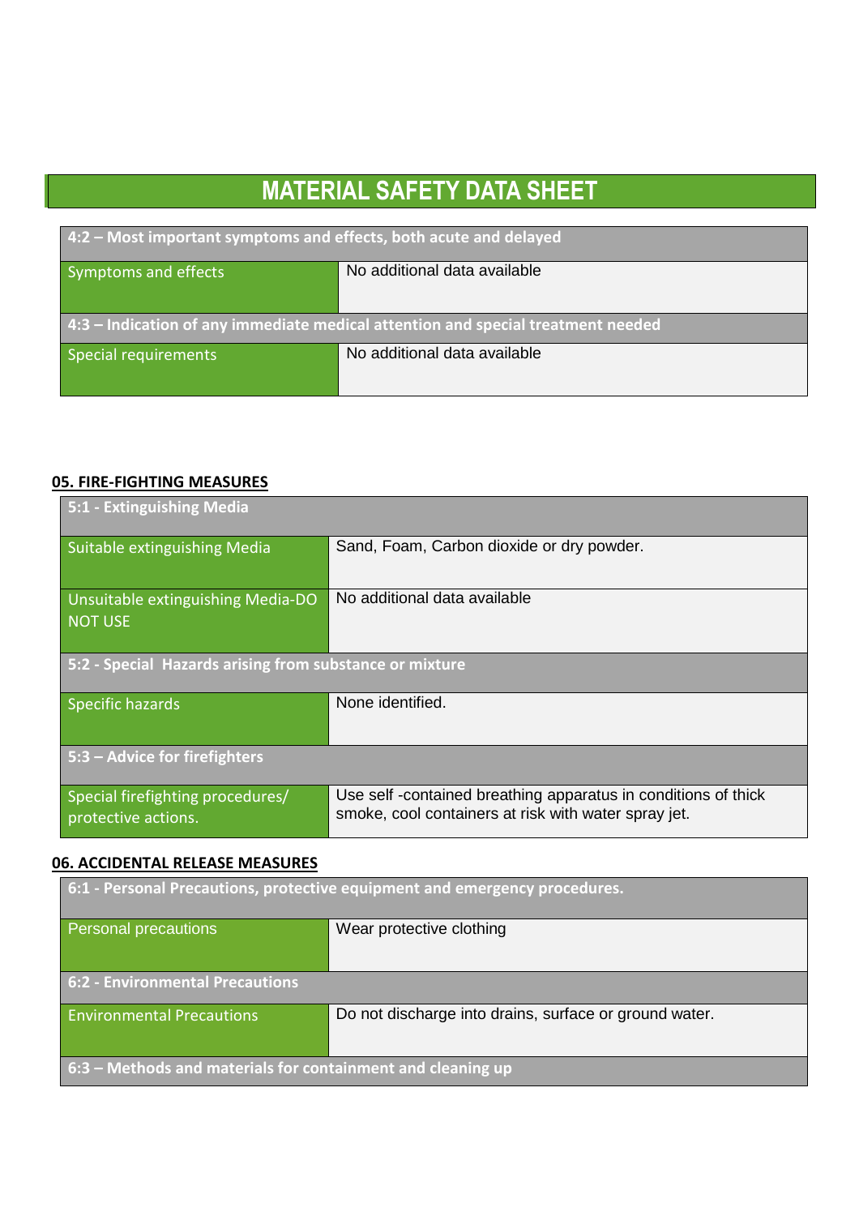# MATERIAL SAFETY DATA SHEET

| 4:2 – Most important symptoms and effects, both acute and delayed | |
|---|---|
| Symptoms and effects | No additional data available |
| **4:3 – Indication of any immediate medical attention and special treatment needed** | |
| Special requirements | No additional data available |

## 05. FIRE-FIGHTING MEASURES

| 5:1 - Extinguishing Media | |
|---|---|
| Suitable extinguishing Media | Sand, Foam, Carbon dioxide or dry powder. |
| Unsuitable extinguishing Media-DO NOT USE | No additional data available |
| **5:2 - Special Hazards arising from substance or mixture** | |
| Specific hazards | None identified. |
| **5:3 – Advice for firefighters** | |
| Special firefighting procedures/ protective actions. | Use self -contained breathing apparatus in conditions of thick smoke, cool containers at risk with water spray jet. |

## 06. ACCIDENTAL RELEASE MEASURES

| 6:1 - Personal Precautions, protective equipment and emergency procedures. | |
|---|---|
| Personal precautions | Wear protective clothing |
| **6:2 - Environmental Precautions** | |
| Environmental Precautions | Do not discharge into drains, surface or ground water. |
| **6:3 – Methods and materials for containment and cleaning up** | |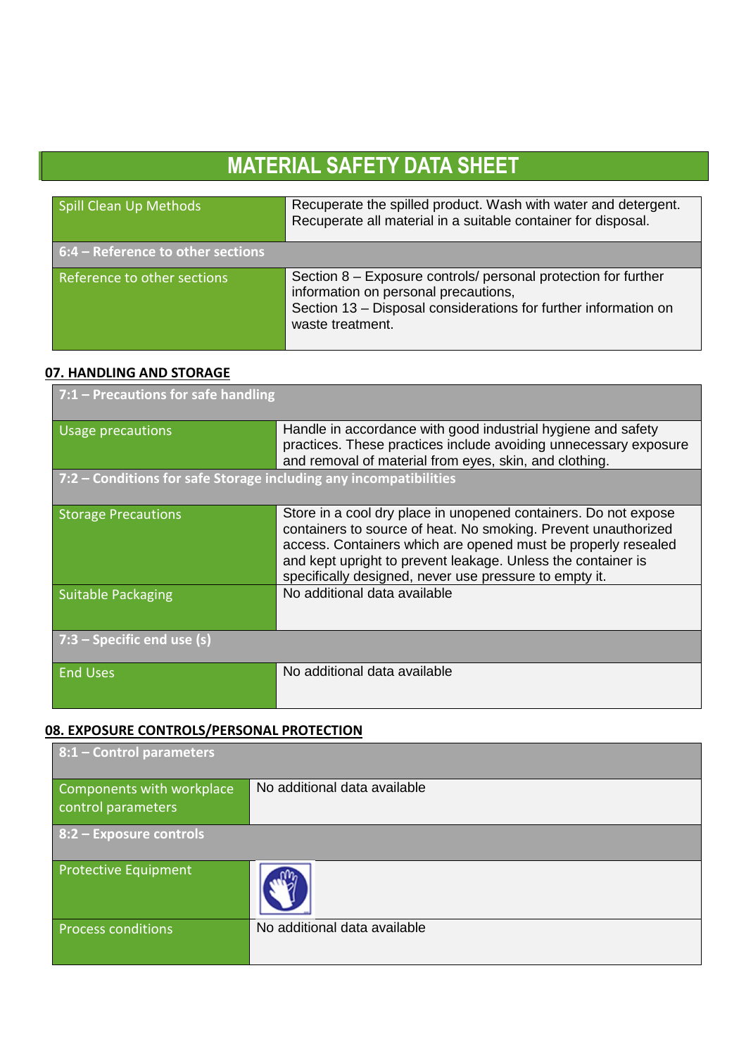# MATERIAL SAFETY DATA SHEET

| | |
|---|---|
| Spill Clean Up Methods | Recuperate the spilled product. Wash with water and detergent. Recuperate all material in a suitable container for disposal. |
| **6:4 – Reference to other sections** | |
| Reference to other sections | Section 8 – Exposure controls/ personal protection for further information on personal precautions, Section 13 – Disposal considerations for further information on waste treatment. |

## 07. HANDLING AND STORAGE

| | |
|---|---|
| **7:1 – Precautions for safe handling** | |
| Usage precautions | Handle in accordance with good industrial hygiene and safety practices. These practices include avoiding unnecessary exposure and removal of material from eyes, skin, and clothing. |
| **7:2 – Conditions for safe Storage including any incompatibilities** | |
| Storage Precautions | Store in a cool dry place in unopened containers. Do not expose containers to source of heat. No smoking. Prevent unauthorized access. Containers which are opened must be properly resealed and kept upright to prevent leakage. Unless the container is specifically designed, never use pressure to empty it. |
| Suitable Packaging | No additional data available |
| **7:3 – Specific end use (s)** | |
| End Uses | No additional data available |

## 08. EXPOSURE CONTROLS/PERSONAL PROTECTION

| | |
|---|---|
| **8:1 – Control parameters** | |
| Components with workplace control parameters | No additional data available |
| **8:2 – Exposure controls** | |
| Protective Equipment | |
| Process conditions | No additional data available |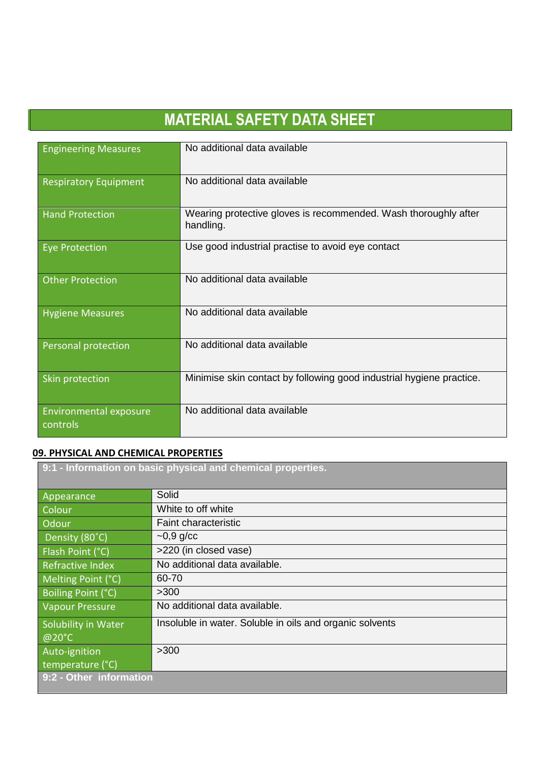# MATERIAL SAFETY DATA SHEET

| | |
|---|---|
| Engineering Measures | No additional data available |
| Respiratory Equipment | No additional data available |
| Hand Protection | Wearing protective gloves is recommended. Wash thoroughly after handling. |
| Eye Protection | Use good industrial practise to avoid eye contact |
| Other Protection | No additional data available |
| Hygiene Measures | No additional data available |
| Personal protection | No additional data available |
| Skin protection | Minimise skin contact by following good industrial hygiene practice. |
| Environmental exposure controls | No additional data available |

## 09. PHYSICAL AND CHEMICAL PROPERTIES

| 9:1 - Information on basic physical and chemical properties. | |
|---|---|
| Appearance | Solid |
| Colour | White to off white |
| Odour | Faint characteristic |
| Density (80˚C) | ~0,9 g/cc |
| Flash Point (°C) | >220 (in closed vase) |
| Refractive Index | No additional data available. |
| Melting Point (°C) | 60-70 |
| Boiling Point (°C) | >300 |
| Vapour Pressure | No additional data available. |
| Solubility in Water @20°C | Insoluble in water. Soluble in oils and organic solvents |
| Auto-ignition temperature (°C) | >300 |
| **9:2 - Other information** | |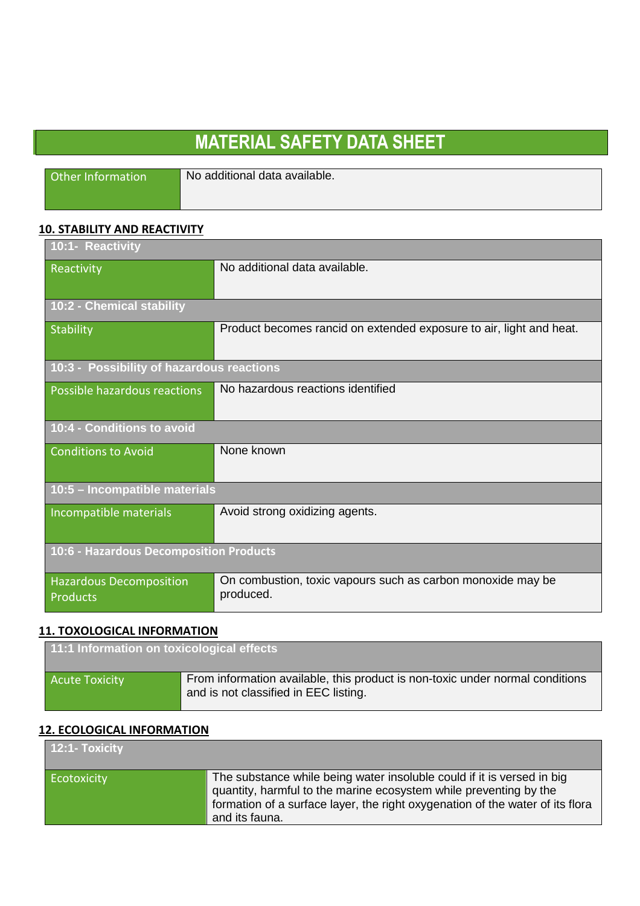# MATERIAL SAFETY DATA SHEET

| Other Information | No additional data available. |
|---|---|

## 10. STABILITY AND REACTIVITY

| 10:1- Reactivity | |
|---|---|
| Reactivity | No additional data available. |
| **10:2 - Chemical stability** | |
| Stability | Product becomes rancid on extended exposure to air, light and heat. |
| **10:3 - Possibility of hazardous reactions** | |
| Possible hazardous reactions | No hazardous reactions identified |
| **10:4 - Conditions to avoid** | |
| Conditions to Avoid | None known |
| **10:5 – Incompatible materials** | |
| Incompatible materials | Avoid strong oxidizing agents. |
| **10:6 - Hazardous Decomposition Products** | |
| Hazardous Decomposition Products | On combustion, toxic vapours such as carbon monoxide may be produced. |

## 11. TOXOLOGICAL INFORMATION

| 11:1 Information on toxicological effects | |
|---|---|
| Acute Toxicity | From information available, this product is non-toxic under normal conditions and is not classified in EEC listing. |

## 12. ECOLOGICAL INFORMATION

| 12:1- Toxicity | |
|---|---|
| Ecotoxicity | The substance while being water insoluble could if it is versed in big quantity, harmful to the marine ecosystem while preventing by the formation of a surface layer, the right oxygenation of the water of its flora and its fauna. |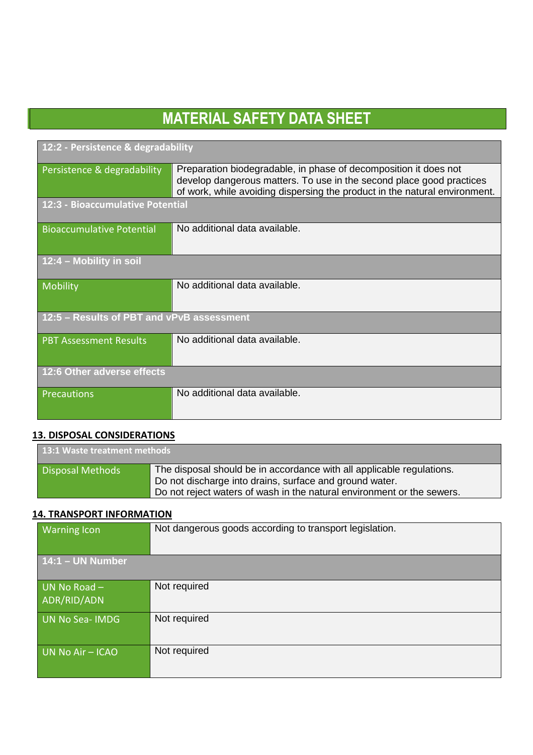# MATERIAL SAFETY DATA SHEET

| 12:2 - Persistence & degradability | |
|---|---|
| Persistence & degradability | Preparation biodegradable, in phase of decomposition it does not develop dangerous matters. To use in the second place good practices of work, while avoiding dispersing the product in the natural environment. |
| **12:3 - Bioaccumulative Potential** | |
| Bioaccumulative Potential | No additional data available. |
| **12:4 – Mobility in soil** | |
| Mobility | No additional data available. |
| **12:5 – Results of PBT and vPvB assessment** | |
| PBT Assessment Results | No additional data available. |
| **12:6 Other adverse effects** | |
| Precautions | No additional data available. |

## 13. DISPOSAL CONSIDERATIONS

| 13:1 Waste treatment methods | |
|---|---|
| Disposal Methods | The disposal should be in accordance with all applicable regulations.<br>Do not discharge into drains, surface and ground water.<br>Do not reject waters of wash in the natural environment or the sewers. |

## 14. TRANSPORT INFORMATION

| Warning Icon | Not dangerous goods according to transport legislation. |
|---|---|
| **14:1 – UN Number** | |
| UN No Road – ADR/RID/ADN | Not required |
| UN No Sea- IMDG | Not required |
| UN No Air – ICAO | Not required |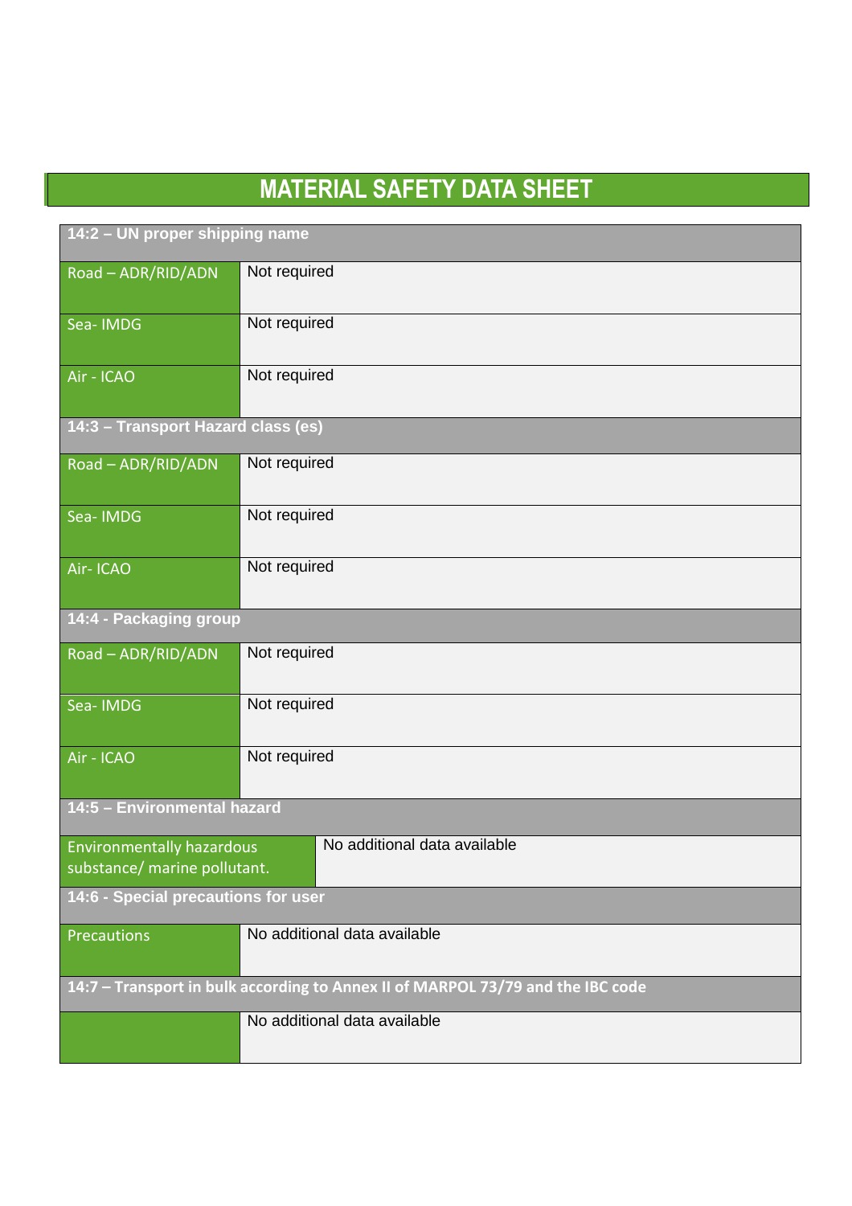# MATERIAL SAFETY DATA SHEET

| 14:2 – UN proper shipping name | |
|---|---|
| Road – ADR/RID/ADN | Not required |
| Sea- IMDG | Not required |
| Air - ICAO | Not required |
| **14:3 – Transport Hazard class (es)** | |
| Road – ADR/RID/ADN | Not required |
| Sea- IMDG | Not required |
| Air- ICAO | Not required |
| **14:4 - Packaging group** | |
| Road – ADR/RID/ADN | Not required |
| Sea- IMDG | Not required |
| Air - ICAO | Not required |
| **14:5 – Environmental hazard** | |
| Environmentally hazardous substance/ marine pollutant. | No additional data available |
| **14:6 - Special precautions for user** | |
| Precautions | No additional data available |
| **14:7 – Transport in bulk according to Annex II of MARPOL 73/79 and the IBC code** | |
| | No additional data available |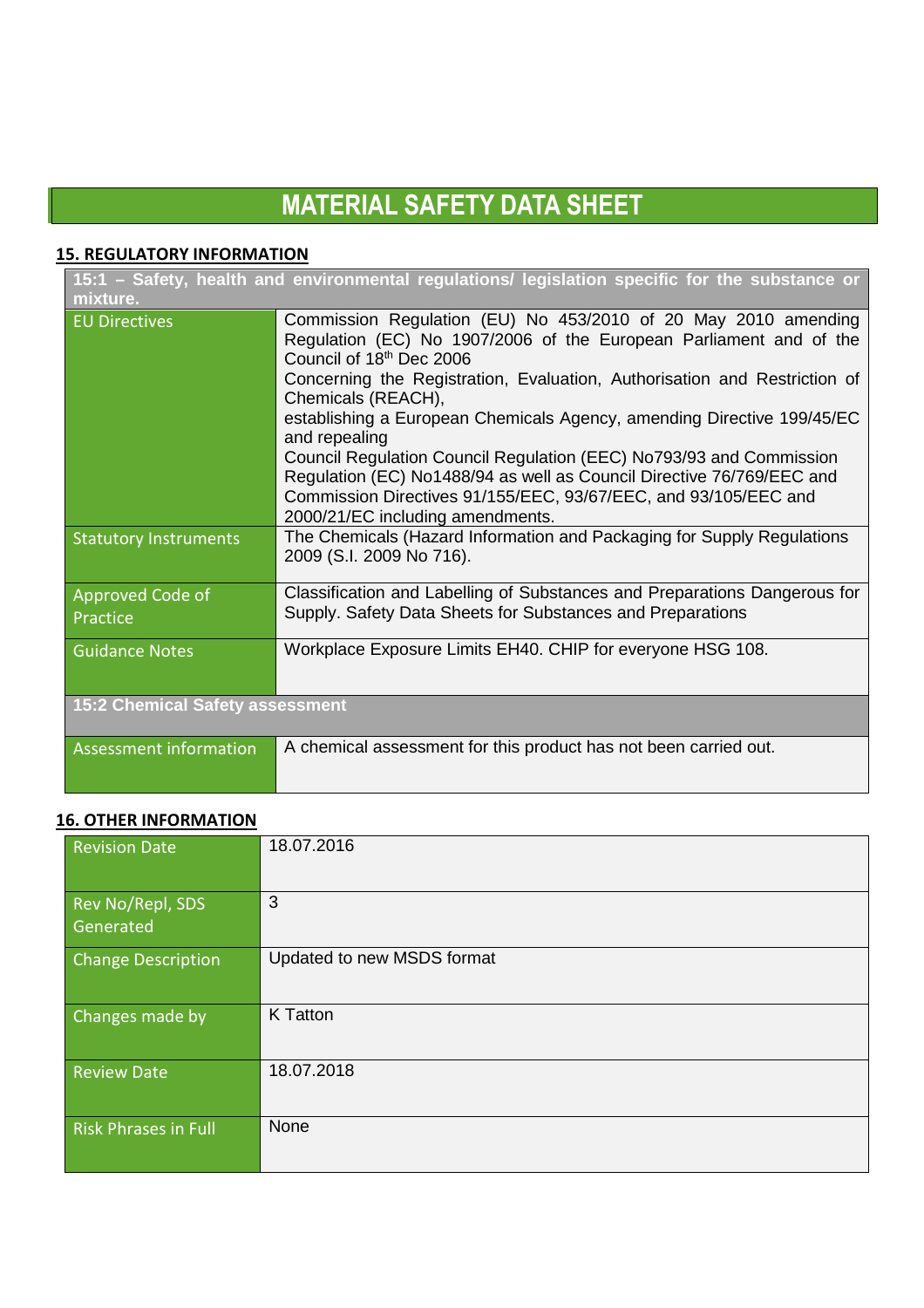# MATERIAL SAFETY DATA SHEET

## 15. REGULATORY INFORMATION

| 15:1 – Safety, health and environmental regulations/ legislation specific for the substance or mixture. | |
|---|---|
| EU Directives | Commission Regulation (EU) No 453/2010 of 20 May 2010 amending Regulation (EC) No 1907/2006 of the European Parliament and of the Council of 18th Dec 2006<br>Concerning the Registration, Evaluation, Authorisation and Restriction of Chemicals (REACH),<br>establishing a European Chemicals Agency, amending Directive 199/45/EC and repealing<br>Council Regulation Council Regulation (EEC) No793/93 and Commission Regulation (EC) No1488/94 as well as Council Directive 76/769/EEC and Commission Directives 91/155/EEC, 93/67/EEC, and 93/105/EEC and 2000/21/EC including amendments. |
| Statutory Instruments | The Chemicals (Hazard Information and Packaging for Supply Regulations 2009 (S.I. 2009 No 716). |
| Approved Code of Practice | Classification and Labelling of Substances and Preparations Dangerous for Supply. Safety Data Sheets for Substances and Preparations |
| Guidance Notes | Workplace Exposure Limits EH40. CHIP for everyone HSG 108. |
| **15:2 Chemical Safety assessment** | |
| Assessment information | A chemical assessment for this product has not been carried out. |

## 16. OTHER INFORMATION

| | |
|---|---|
| Revision Date | 18.07.2016 |
| Rev No/Repl, SDS Generated | 3 |
| Change Description | Updated to new MSDS format |
| Changes made by | K Tatton |
| Review Date | 18.07.2018 |
| Risk Phrases in Full | None |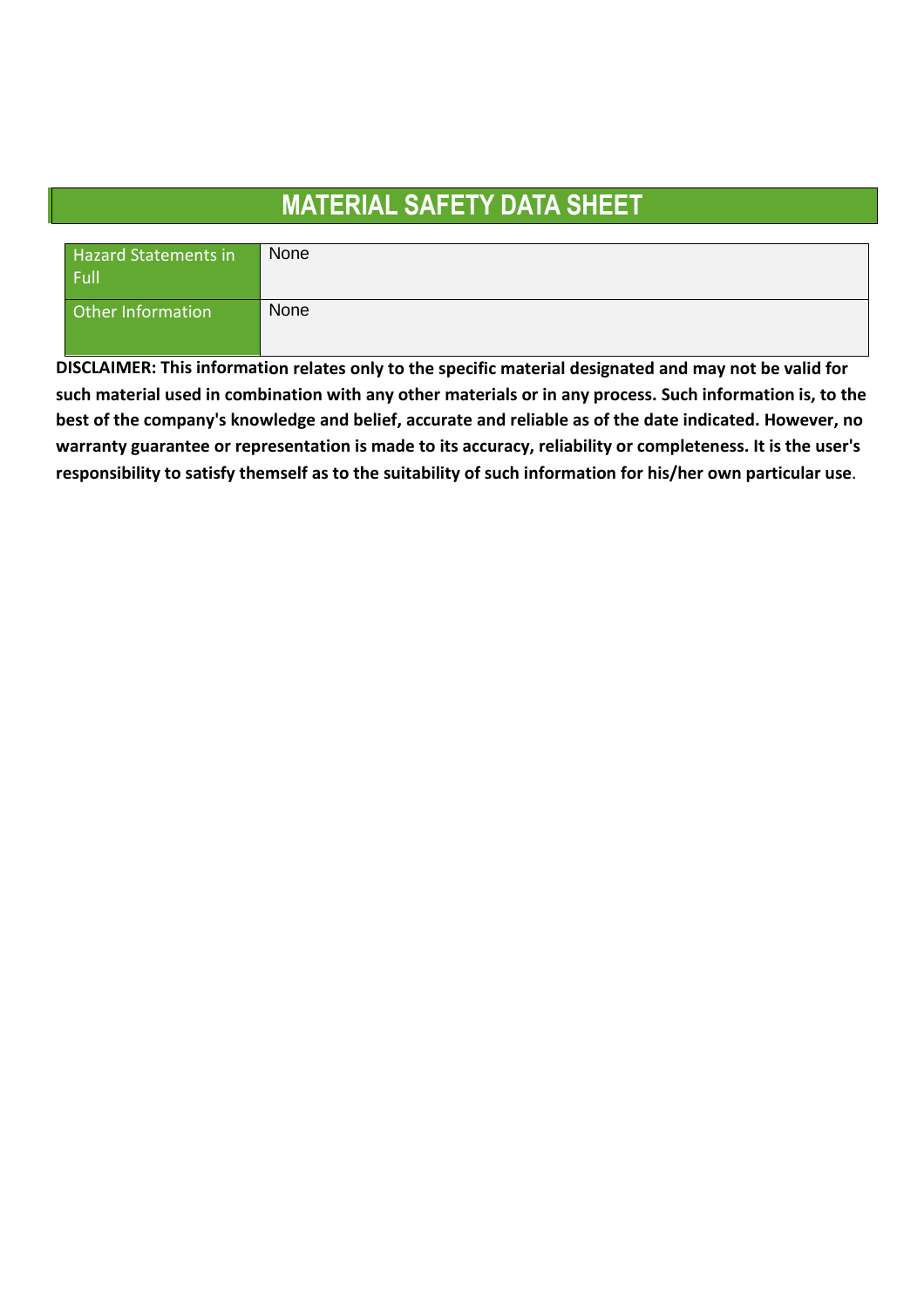# MATERIAL SAFETY DATA SHEET

| | |
|---|---|
| Hazard Statements in Full | None |
| Other Information | None |

**DISCLAIMER: This information relates only to the specific material designated and may not be valid for such material used in combination with any other materials or in any process. Such information is, to the best of the company's knowledge and belief, accurate and reliable as of the date indicated. However, no warranty guarantee or representation is made to its accuracy, reliability or completeness. It is the user's responsibility to satisfy themself as to the suitability of such information for his/her own particular use**.